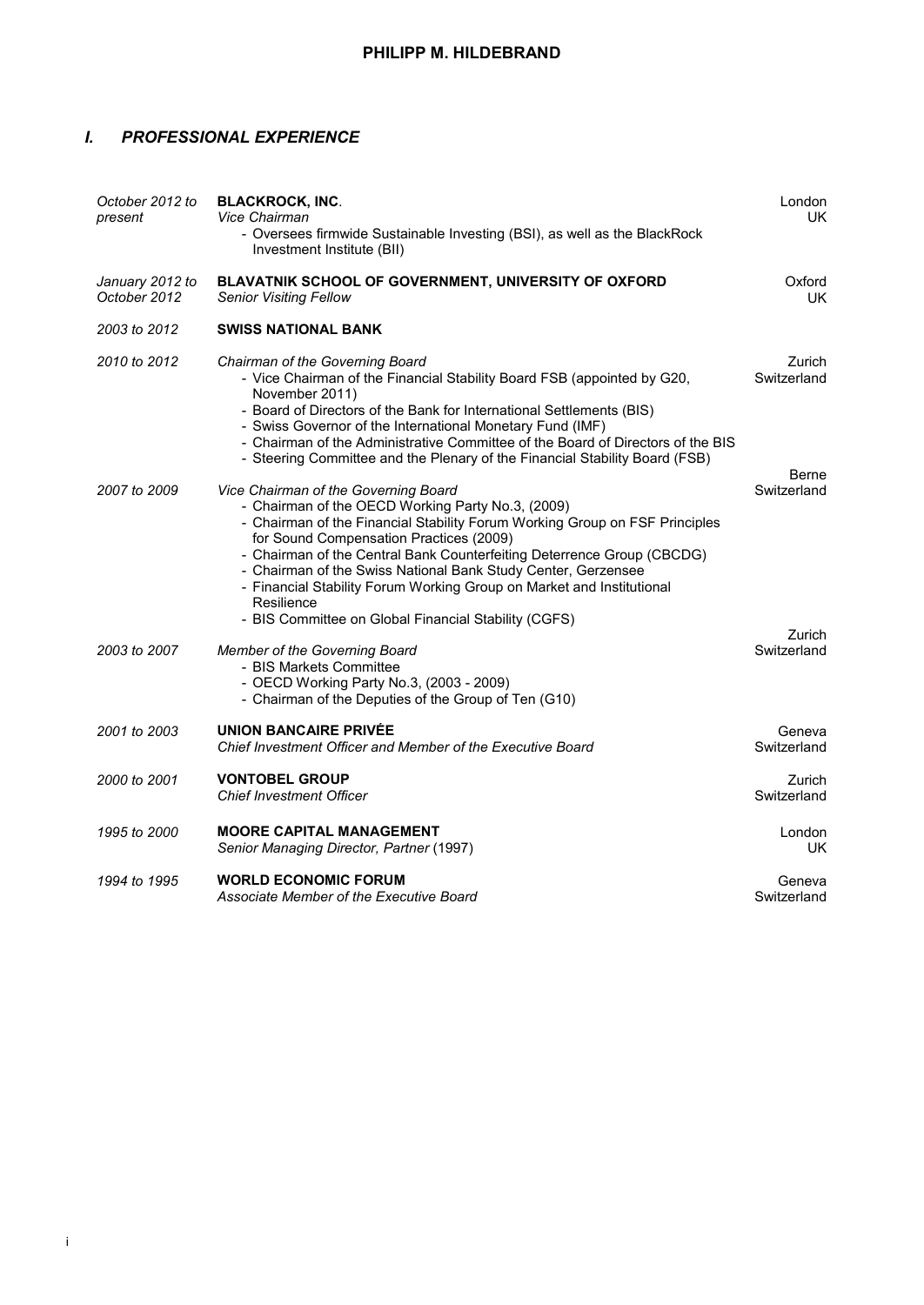# PHILIPP M. HILDEBRAND

## *I. PROFESSIONAL EXPERIENCE*

*October 2012 to present* — **BLACKROCK, INC.** — London, UK
*Vice Chairman*
- Oversees firmwide Sustainable Investing (BSI), as well as the BlackRock Investment Institute (BII)

*January 2012 to October 2012* — **BLAVATNIK SCHOOL OF GOVERNMENT, UNIVERSITY OF OXFORD** — Oxford, UK
*Senior Visiting Fellow*

*2003 to 2012* — **SWISS NATIONAL BANK**

*2010 to 2012* — *Chairman of the Governing Board* — Zurich, Switzerland
- Vice Chairman of the Financial Stability Board FSB (appointed by G20, November 2011)
- Board of Directors of the Bank for International Settlements (BIS)
- Swiss Governor of the International Monetary Fund (IMF)
- Chairman of the Administrative Committee of the Board of Directors of the BIS
- Steering Committee and the Plenary of the Financial Stability Board (FSB)

*2007 to 2009* — *Vice Chairman of the Governing Board* — Berne, Switzerland
- Chairman of the OECD Working Party No.3, (2009)
- Chairman of the Financial Stability Forum Working Group on FSF Principles for Sound Compensation Practices (2009)
- Chairman of the Central Bank Counterfeiting Deterrence Group (CBCDG)
- Chairman of the Swiss National Bank Study Center, Gerzensee
- Financial Stability Forum Working Group on Market and Institutional Resilience
- BIS Committee on Global Financial Stability (CGFS)

*2003 to 2007* — *Member of the Governing Board* — Zurich, Switzerland
- BIS Markets Committee
- OECD Working Party No.3, (2003 - 2009)
- Chairman of the Deputies of the Group of Ten (G10)

*2001 to 2003* — **UNION BANCAIRE PRIVÉE** — Geneva, Switzerland
*Chief Investment Officer and Member of the Executive Board*

*2000 to 2001* — **VONTOBEL GROUP** — Zurich, Switzerland
*Chief Investment Officer*

*1995 to 2000* — **MOORE CAPITAL MANAGEMENT** — London, UK
*Senior Managing Director, Partner* (1997)

*1994 to 1995* — **WORLD ECONOMIC FORUM** — Geneva, Switzerland
*Associate Member of the Executive Board*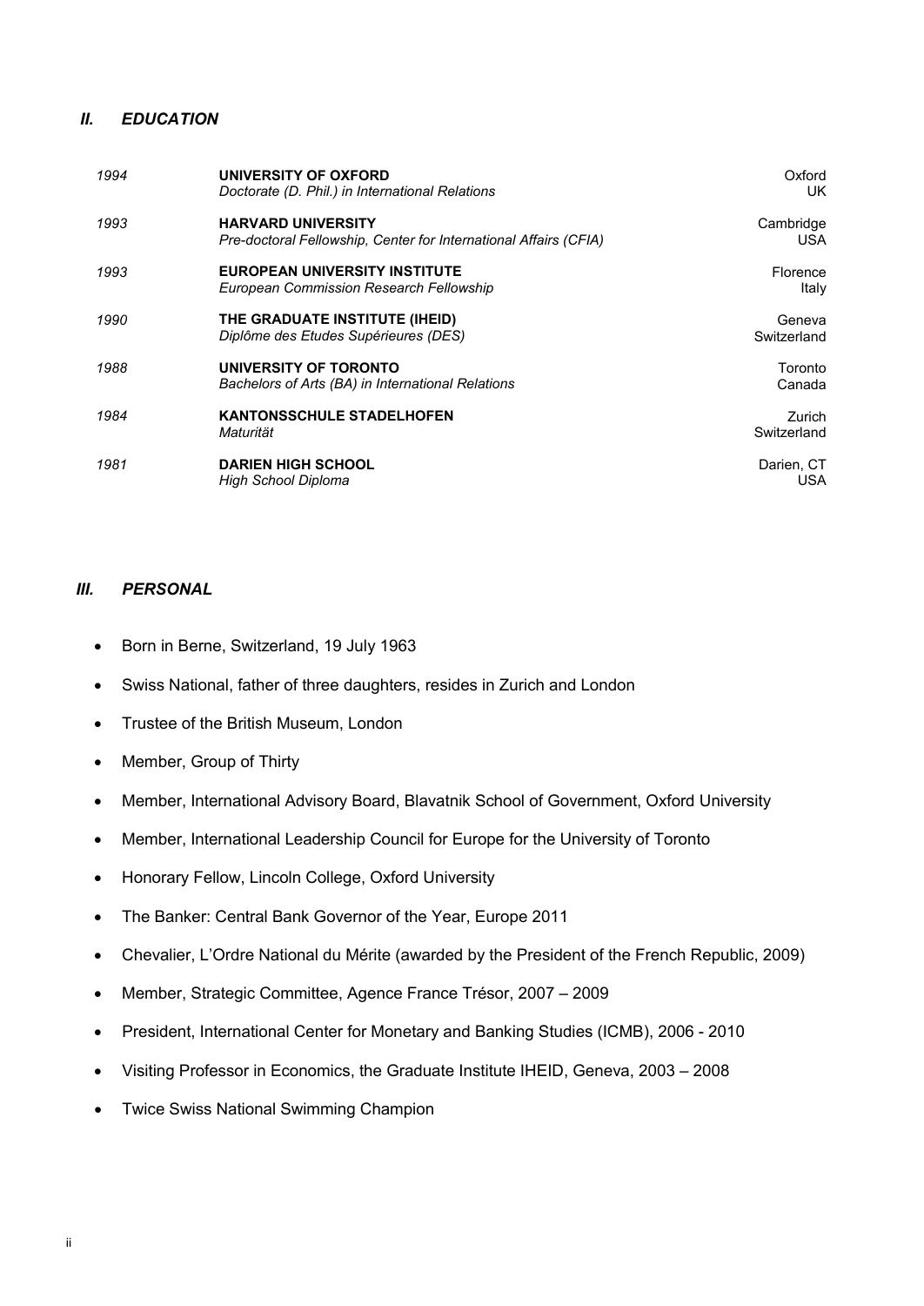## *II. EDUCATION*

| | | |
|---|---|---|
| *1994* | **UNIVERSITY OF OXFORD**<br>*Doctorate (D. Phil.) in International Relations* | Oxford<br>UK |
| *1993* | **HARVARD UNIVERSITY**<br>*Pre-doctoral Fellowship, Center for International Affairs (CFIA)* | Cambridge<br>USA |
| *1993* | **EUROPEAN UNIVERSITY INSTITUTE**<br>*European Commission Research Fellowship* | Florence<br>Italy |
| *1990* | **THE GRADUATE INSTITUTE (IHEID)**<br>*Diplôme des Etudes Supérieures (DES)* | Geneva<br>Switzerland |
| *1988* | **UNIVERSITY OF TORONTO**<br>*Bachelors of Arts (BA) in International Relations* | Toronto<br>Canada |
| *1984* | **KANTONSSCHULE STADELHOFEN**<br>*Maturität* | Zurich<br>Switzerland |
| *1981* | **DARIEN HIGH SCHOOL**<br>*High School Diploma* | Darien, CT<br>USA |

## *III. PERSONAL*

- Born in Berne, Switzerland, 19 July 1963
- Swiss National, father of three daughters, resides in Zurich and London
- Trustee of the British Museum, London
- Member, Group of Thirty
- Member, International Advisory Board, Blavatnik School of Government, Oxford University
- Member, International Leadership Council for Europe for the University of Toronto
- Honorary Fellow, Lincoln College, Oxford University
- The Banker: Central Bank Governor of the Year, Europe 2011
- Chevalier, L'Ordre National du Mérite (awarded by the President of the French Republic, 2009)
- Member, Strategic Committee, Agence France Trésor, 2007 – 2009
- President, International Center for Monetary and Banking Studies (ICMB), 2006 - 2010
- Visiting Professor in Economics, the Graduate Institute IHEID, Geneva, 2003 – 2008
- Twice Swiss National Swimming Champion